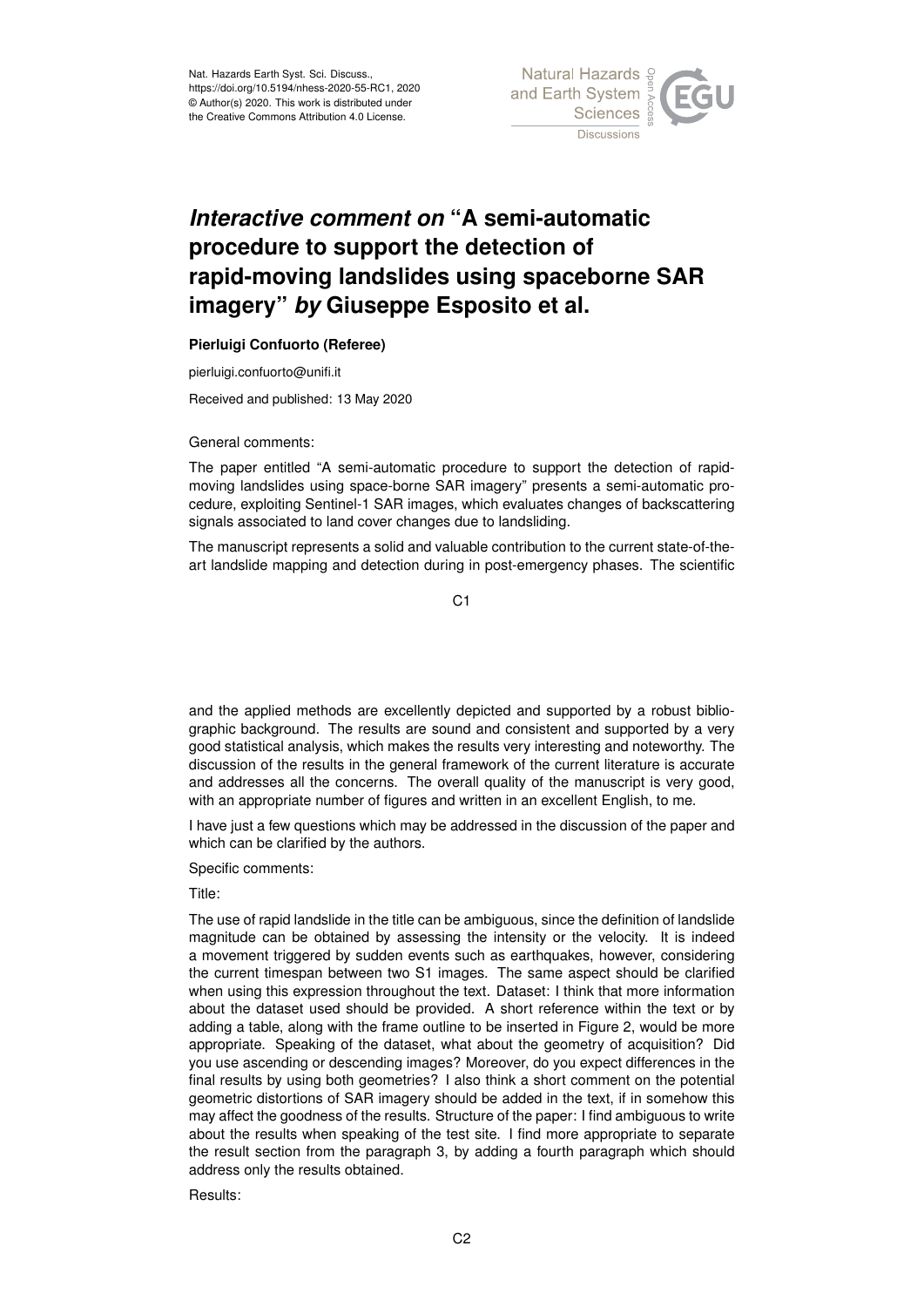Nat. Hazards Earth Syst. Sci. Discuss.,
https://doi.org/10.5194/nhess-2020-55-RC1, 2020
© Author(s) 2020. This work is distributed under
the Creative Commons Attribution 4.0 License.

# *Interactive comment on* "A semi-automatic procedure to support the detection of rapid-moving landslides using spaceborne SAR imagery" *by* Giuseppe Esposito et al.

**Pierluigi Confuorto (Referee)**

pierluigi.confuorto@unifi.it

Received and published: 13 May 2020

General comments:

The paper entitled "A semi-automatic procedure to support the detection of rapid-moving landslides using space-borne SAR imagery" presents a semi-automatic procedure, exploiting Sentinel-1 SAR images, which evaluates changes of backscattering signals associated to land cover changes due to landsliding.

The manuscript represents a solid and valuable contribution to the current state-of-the-art landslide mapping and detection during in post-emergency phases. The scientific and the applied methods are excellently depicted and supported by a robust bibliographic background. The results are sound and consistent and supported by a very good statistical analysis, which makes the results very interesting and noteworthy. The discussion of the results in the general framework of the current literature is accurate and addresses all the concerns. The overall quality of the manuscript is very good, with an appropriate number of figures and written in an excellent English, to me.

I have just a few questions which may be addressed in the discussion of the paper and which can be clarified by the authors.

Specific comments:

Title:

The use of rapid landslide in the title can be ambiguous, since the definition of landslide magnitude can be obtained by assessing the intensity or the velocity. It is indeed a movement triggered by sudden events such as earthquakes, however, considering the current timespan between two S1 images. The same aspect should be clarified when using this expression throughout the text. Dataset: I think that more information about the dataset used should be provided. A short reference within the text or by adding a table, along with the frame outline to be inserted in Figure 2, would be more appropriate. Speaking of the dataset, what about the geometry of acquisition? Did you use ascending or descending images? Moreover, do you expect differences in the final results by using both geometries? I also think a short comment on the potential geometric distortions of SAR imagery should be added in the text, if in somehow this may affect the goodness of the results. Structure of the paper: I find ambiguous to write about the results when speaking of the test site. I find more appropriate to separate the result section from the paragraph 3, by adding a fourth paragraph which should address only the results obtained.

Results: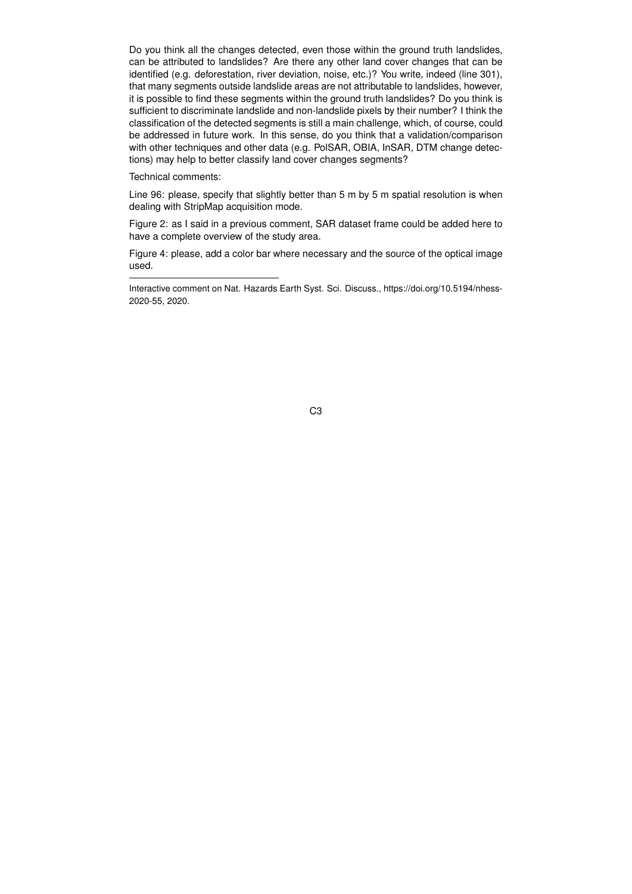Do you think all the changes detected, even those within the ground truth landslides, can be attributed to landslides? Are there any other land cover changes that can be identified (e.g. deforestation, river deviation, noise, etc.)? You write, indeed (line 301), that many segments outside landslide areas are not attributable to landslides, however, it is possible to find these segments within the ground truth landslides? Do you think is sufficient to discriminate landslide and non-landslide pixels by their number? I think the classification of the detected segments is still a main challenge, which, of course, could be addressed in future work. In this sense, do you think that a validation/comparison with other techniques and other data (e.g. PolSAR, OBIA, InSAR, DTM change detections) may help to better classify land cover changes segments?

Technical comments:

Line 96: please, specify that slightly better than 5 m by 5 m spatial resolution is when dealing with StripMap acquisition mode.

Figure 2: as I said in a previous comment, SAR dataset frame could be added here to have a complete overview of the study area.

Figure 4: please, add a color bar where necessary and the source of the optical image used.

---

Interactive comment on Nat. Hazards Earth Syst. Sci. Discuss., https://doi.org/10.5194/nhess-2020-55, 2020.